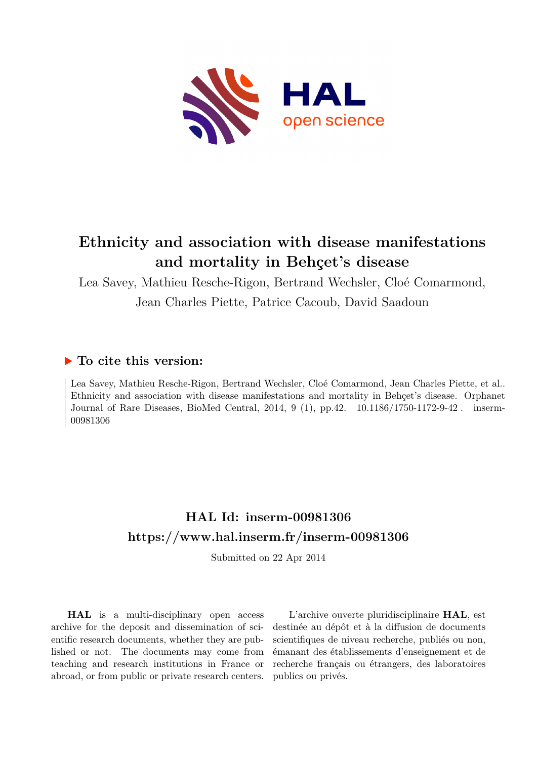# Ethnicity and association with disease manifestations and mortality in Behçet's disease

Lea Savey, Mathieu Resche-Rigon, Bertrand Wechsler, Cloé Comarmond, Jean Charles Piette, Patrice Cacoub, David Saadoun

## ▶ To cite this version:

Lea Savey, Mathieu Resche-Rigon, Bertrand Wechsler, Cloé Comarmond, Jean Charles Piette, et al.. Ethnicity and association with disease manifestations and mortality in Behçet's disease. Orphanet Journal of Rare Diseases, BioMed Central, 2014, 9 (1), pp.42. 10.1186/1750-1172-9-42 . inserm-00981306

## HAL Id: inserm-00981306
## https://www.hal.inserm.fr/inserm-00981306

Submitted on 22 Apr 2014

**HAL** is a multi-disciplinary open access archive for the deposit and dissemination of scientific research documents, whether they are published or not. The documents may come from teaching and research institutions in France or abroad, or from public or private research centers.

L'archive ouverte pluridisciplinaire **HAL**, est destinée au dépôt et à la diffusion de documents scientifiques de niveau recherche, publiés ou non, émanant des établissements d'enseignement et de recherche français ou étrangers, des laboratoires publics ou privés.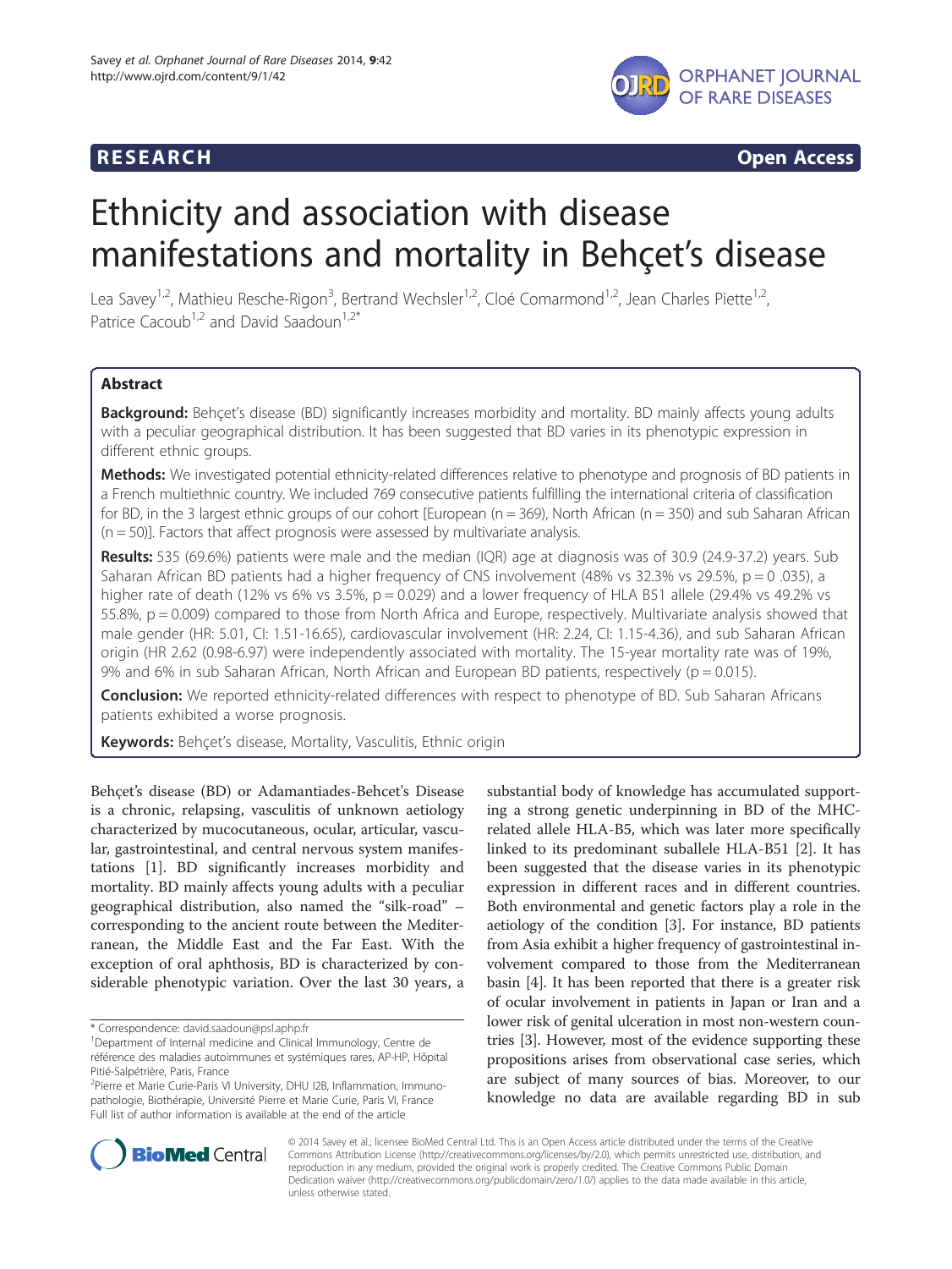# RESEARCH Open Access

# Ethnicity and association with disease manifestations and mortality in Behçet's disease

Lea Savey[1,2], Mathieu Resche-Rigon[3], Bertrand Wechsler[1,2], Cloé Comarmond[1,2], Jean Charles Piette[1,2], Patrice Cacoub[1,2] and David Saadoun[1,2*]

## Abstract

**Background:** Behçet's disease (BD) significantly increases morbidity and mortality. BD mainly affects young adults with a peculiar geographical distribution. It has been suggested that BD varies in its phenotypic expression in different ethnic groups.

**Methods:** We investigated potential ethnicity-related differences relative to phenotype and prognosis of BD patients in a French multiethnic country. We included 769 consecutive patients fulfilling the international criteria of classification for BD, in the 3 largest ethnic groups of our cohort [European (n = 369), North African (n = 350) and sub Saharan African (n = 50)]. Factors that affect prognosis were assessed by multivariate analysis.

**Results:** 535 (69.6%) patients were male and the median (IQR) age at diagnosis was of 30.9 (24.9-37.2) years. Sub Saharan African BD patients had a higher frequency of CNS involvement (48% vs 32.3% vs 29.5%, p = 0 .035), a higher rate of death (12% vs 6% vs 3.5%, p = 0.029) and a lower frequency of HLA B51 allele (29.4% vs 49.2% vs 55.8%, p = 0.009) compared to those from North Africa and Europe, respectively. Multivariate analysis showed that male gender (HR: 5.01, CI: 1.51-16.65), cardiovascular involvement (HR: 2.24, CI: 1.15-4.36), and sub Saharan African origin (HR 2.62 (0.98-6.97) were independently associated with mortality. The 15-year mortality rate was of 19%, 9% and 6% in sub Saharan African, North African and European BD patients, respectively (p = 0.015).

**Conclusion:** We reported ethnicity-related differences with respect to phenotype of BD. Sub Saharan Africans patients exhibited a worse prognosis.

**Keywords:** Behçet's disease, Mortality, Vasculitis, Ethnic origin

Behçet's disease (BD) or Adamantiades-Behcet's Disease is a chronic, relapsing, vasculitis of unknown aetiology characterized by mucocutaneous, ocular, articular, vascular, gastrointestinal, and central nervous system manifestations [1]. BD significantly increases morbidity and mortality. BD mainly affects young adults with a peculiar geographical distribution, also named the "silk-road" – corresponding to the ancient route between the Mediterranean, the Middle East and the Far East. With the exception of oral aphthosis, BD is characterized by considerable phenotypic variation. Over the last 30 years, a substantial body of knowledge has accumulated supporting a strong genetic underpinning in BD of the MHC-related allele HLA-B5, which was later more specifically linked to its predominant suballele HLA-B51 [2]. It has been suggested that the disease varies in its phenotypic expression in different races and in different countries. Both environmental and genetic factors play a role in the aetiology of the condition [3]. For instance, BD patients from Asia exhibit a higher frequency of gastrointestinal involvement compared to those from the Mediterranean basin [4]. It has been reported that there is a greater risk of ocular involvement in patients in Japan or Iran and a lower risk of genital ulceration in most non-western countries [3]. However, most of the evidence supporting these propositions arises from observational case series, which are subject of many sources of bias. Moreover, to our knowledge no data are available regarding BD in sub

* Correspondence: david.saadoun@psl.aphp.fr
[1]Department of Internal medicine and Clinical Immunology, Centre de référence des maladies autoimmunes et systémiques rares, AP-HP, Hôpital Pitié-Salpétrière, Paris, France
[2]Pierre et Marie Curie-Paris VI University, DHU I2B, Inflammation, Immunopathologie, Biothérapie, Université Pierre et Marie Curie, Paris VI, France
Full list of author information is available at the end of the article

© 2014 Savey et al.; licensee BioMed Central Ltd. This is an Open Access article distributed under the terms of the Creative Commons Attribution License (http://creativecommons.org/licenses/by/2.0), which permits unrestricted use, distribution, and reproduction in any medium, provided the original work is properly credited. The Creative Commons Public Domain Dedication waiver (http://creativecommons.org/publicdomain/zero/1.0/) applies to the data made available in this article, unless otherwise stated.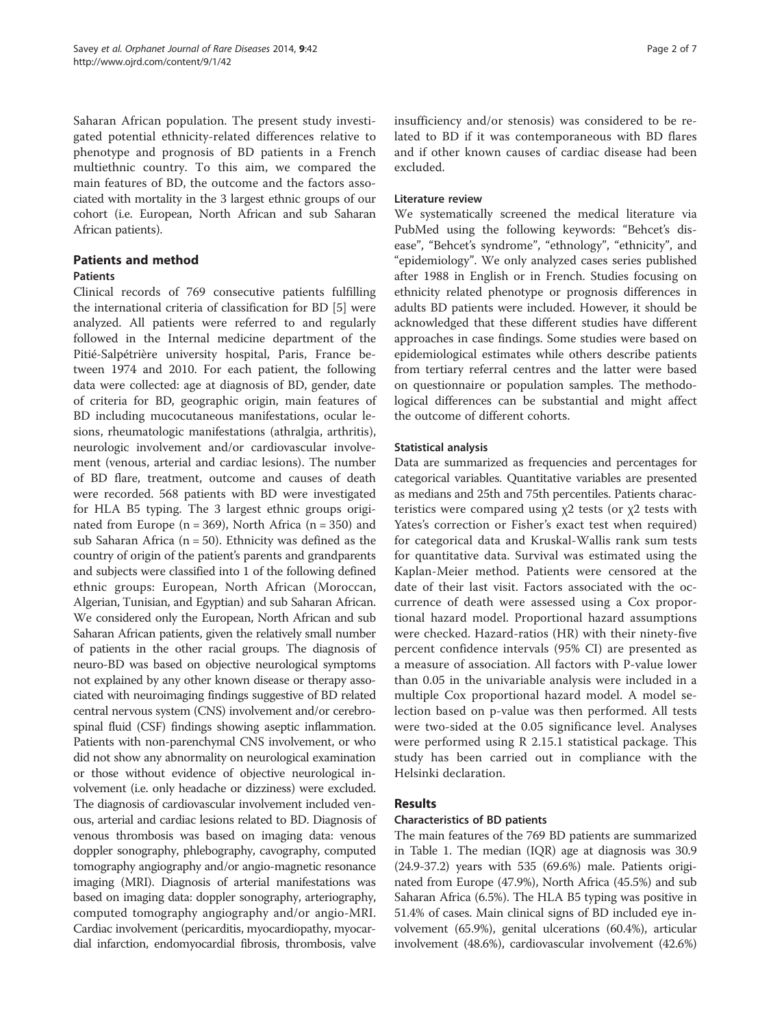Saharan African population. The present study investigated potential ethnicity-related differences relative to phenotype and prognosis of BD patients in a French multiethnic country. To this aim, we compared the main features of BD, the outcome and the factors associated with mortality in the 3 largest ethnic groups of our cohort (i.e. European, North African and sub Saharan African patients).

## Patients and method

### Patients

Clinical records of 769 consecutive patients fulfilling the international criteria of classification for BD [5] were analyzed. All patients were referred to and regularly followed in the Internal medicine department of the Pitié-Salpétrière university hospital, Paris, France between 1974 and 2010. For each patient, the following data were collected: age at diagnosis of BD, gender, date of criteria for BD, geographic origin, main features of BD including mucocutaneous manifestations, ocular lesions, rheumatologic manifestations (athralgia, arthritis), neurologic involvement and/or cardiovascular involvement (venous, arterial and cardiac lesions). The number of BD flare, treatment, outcome and causes of death were recorded. 568 patients with BD were investigated for HLA B5 typing. The 3 largest ethnic groups originated from Europe (n = 369), North Africa (n = 350) and sub Saharan Africa (n = 50). Ethnicity was defined as the country of origin of the patient's parents and grandparents and subjects were classified into 1 of the following defined ethnic groups: European, North African (Moroccan, Algerian, Tunisian, and Egyptian) and sub Saharan African. We considered only the European, North African and sub Saharan African patients, given the relatively small number of patients in the other racial groups. The diagnosis of neuro-BD was based on objective neurological symptoms not explained by any other known disease or therapy associated with neuroimaging findings suggestive of BD related central nervous system (CNS) involvement and/or cerebrospinal fluid (CSF) findings showing aseptic inflammation. Patients with non-parenchymal CNS involvement, or who did not show any abnormality on neurological examination or those without evidence of objective neurological involvement (i.e. only headache or dizziness) were excluded. The diagnosis of cardiovascular involvement included venous, arterial and cardiac lesions related to BD. Diagnosis of venous thrombosis was based on imaging data: venous doppler sonography, phlebography, cavography, computed tomography angiography and/or angio-magnetic resonance imaging (MRI). Diagnosis of arterial manifestations was based on imaging data: doppler sonography, arteriography, computed tomography angiography and/or angio-MRI. Cardiac involvement (pericarditis, myocardiopathy, myocardial infarction, endomyocardial fibrosis, thrombosis, valve insufficiency and/or stenosis) was considered to be related to BD if it was contemporaneous with BD flares and if other known causes of cardiac disease had been excluded.

### Literature review

We systematically screened the medical literature via PubMed using the following keywords: "Behcet's disease", "Behcet's syndrome", "ethnology", "ethnicity", and "epidemiology". We only analyzed cases series published after 1988 in English or in French. Studies focusing on ethnicity related phenotype or prognosis differences in adults BD patients were included. However, it should be acknowledged that these different studies have different approaches in case findings. Some studies were based on epidemiological estimates while others describe patients from tertiary referral centres and the latter were based on questionnaire or population samples. The methodological differences can be substantial and might affect the outcome of different cohorts.

### Statistical analysis

Data are summarized as frequencies and percentages for categorical variables. Quantitative variables are presented as medians and 25th and 75th percentiles. Patients characteristics were compared using $\chi^2$ tests (or $\chi^2$ tests with Yates's correction or Fisher's exact test when required) for categorical data and Kruskal-Wallis rank sum tests for quantitative data. Survival was estimated using the Kaplan-Meier method. Patients were censored at the date of their last visit. Factors associated with the occurrence of death were assessed using a Cox proportional hazard model. Proportional hazard assumptions were checked. Hazard-ratios (HR) with their ninety-five percent confidence intervals (95% CI) are presented as a measure of association. All factors with P-value lower than 0.05 in the univariable analysis were included in a multiple Cox proportional hazard model. A model selection based on p-value was then performed. All tests were two-sided at the 0.05 significance level. Analyses were performed using R 2.15.1 statistical package. This study has been carried out in compliance with the Helsinki declaration.

## Results

### Characteristics of BD patients

The main features of the 769 BD patients are summarized in Table 1. The median (IQR) age at diagnosis was 30.9 (24.9-37.2) years with 535 (69.6%) male. Patients originated from Europe (47.9%), North Africa (45.5%) and sub Saharan Africa (6.5%). The HLA B5 typing was positive in 51.4% of cases. Main clinical signs of BD included eye involvement (65.9%), genital ulcerations (60.4%), articular involvement (48.6%), cardiovascular involvement (42.6%)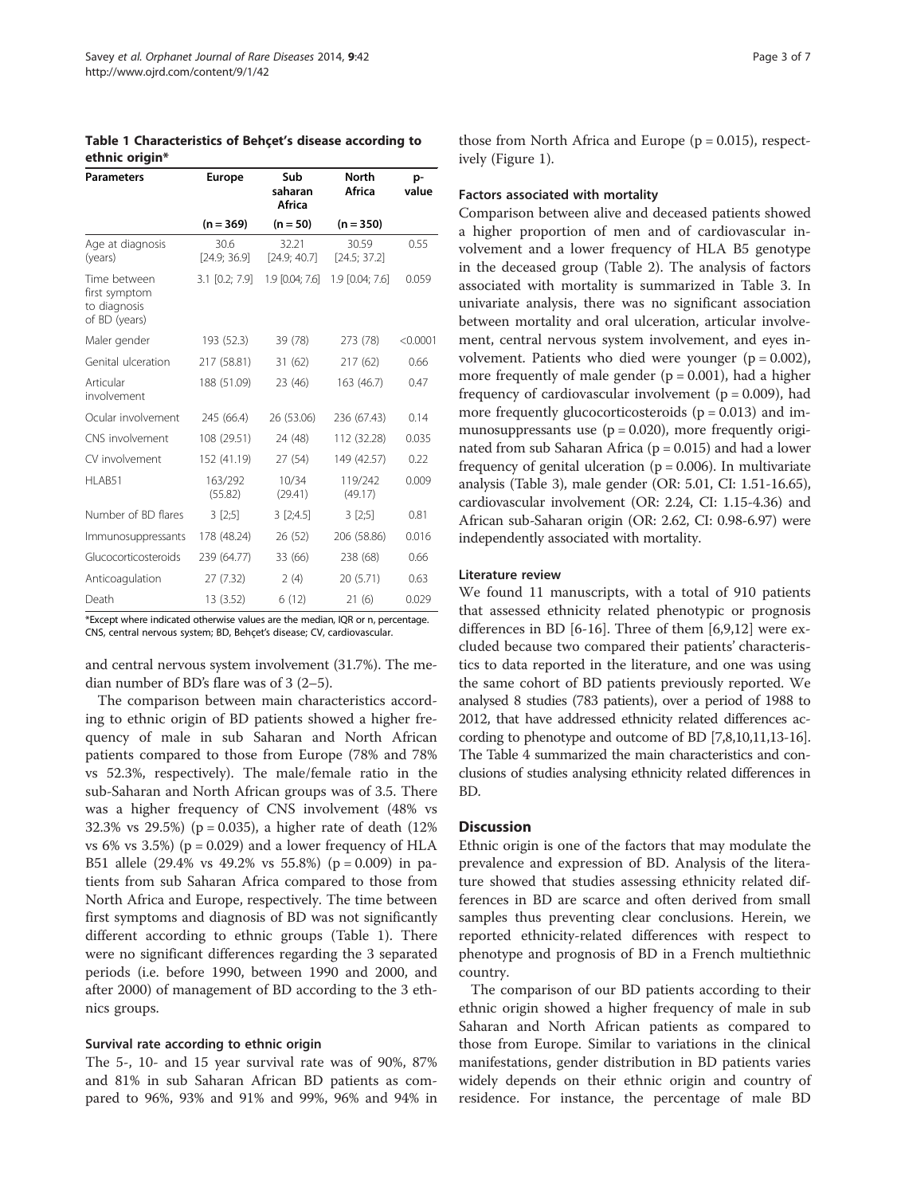**Table 1 Characteristics of Behçet's disease according to ethnic origin***

| Parameters | Europe | Sub saharan Africa | North Africa | p-value |
|---|---|---|---|---|
| | (n = 369) | (n = 50) | (n = 350) | |
| Age at diagnosis (years) | 30.6 [24.9; 36.9] | 32.21 [24.9; 40.7] | 30.59 [24.5; 37.2] | 0.55 |
| Time between first symptom to diagnosis of BD (years) | 3.1 [0.2; 7.9] | 1.9 [0.04; 7.6] | 1.9 [0.04; 7.6] | 0.059 |
| Maler gender | 193 (52.3) | 39 (78) | 273 (78) | <0.0001 |
| Genital ulceration | 217 (58.81) | 31 (62) | 217 (62) | 0.66 |
| Articular involvement | 188 (51.09) | 23 (46) | 163 (46.7) | 0.47 |
| Ocular involvement | 245 (66.4) | 26 (53.06) | 236 (67.43) | 0.14 |
| CNS involvement | 108 (29.51) | 24 (48) | 112 (32.28) | 0.035 |
| CV involvement | 152 (41.19) | 27 (54) | 149 (42.57) | 0.22 |
| HLAB51 | 163/292 (55.82) | 10/34 (29.41) | 119/242 (49.17) | 0.009 |
| Number of BD flares | 3 [2;5] | 3 [2;4.5] | 3 [2;5] | 0.81 |
| Immunosuppressants | 178 (48.24) | 26 (52) | 206 (58.86) | 0.016 |
| Glucocorticosteroids | 239 (64.77) | 33 (66) | 238 (68) | 0.66 |
| Anticoagulation | 27 (7.32) | 2 (4) | 20 (5.71) | 0.63 |
| Death | 13 (3.52) | 6 (12) | 21 (6) | 0.029 |

*Except where indicated otherwise values are the median, IQR or n, percentage. CNS, central nervous system; BD, Behçet's disease; CV, cardiovascular.

and central nervous system involvement (31.7%). The median number of BD's flare was of 3 (2–5).

The comparison between main characteristics according to ethnic origin of BD patients showed a higher frequency of male in sub Saharan and North African patients compared to those from Europe (78% and 78% vs 52.3%, respectively). The male/female ratio in the sub-Saharan and North African groups was of 3.5. There was a higher frequency of CNS involvement (48% vs 32.3% vs 29.5%) ($p = 0.035$), a higher rate of death (12% vs 6% vs 3.5%) ($p = 0.029$) and a lower frequency of HLA B51 allele (29.4% vs 49.2% vs 55.8%) ($p = 0.009$) in patients from sub Saharan Africa compared to those from North Africa and Europe, respectively. The time between first symptoms and diagnosis of BD was not significantly different according to ethnic groups (Table 1). There were no significant differences regarding the 3 separated periods (i.e. before 1990, between 1990 and 2000, and after 2000) of management of BD according to the 3 ethnics groups.

### Survival rate according to ethnic origin

The 5-, 10- and 15 year survival rate was of 90%, 87% and 81% in sub Saharan African BD patients as compared to 96%, 93% and 91% and 99%, 96% and 94% in those from North Africa and Europe ($p = 0.015$), respectively (Figure 1).

### Factors associated with mortality

Comparison between alive and deceased patients showed a higher proportion of men and of cardiovascular involvement and a lower frequency of HLA B5 genotype in the deceased group (Table 2). The analysis of factors associated with mortality is summarized in Table 3. In univariate analysis, there was no significant association between mortality and oral ulceration, articular involvement, central nervous system involvement, and eyes involvement. Patients who died were younger ($p = 0.002$), more frequently of male gender ($p = 0.001$), had a higher frequency of cardiovascular involvement ($p = 0.009$), had more frequently glucocorticosteroids ($p = 0.013$) and immunosuppressants use ($p = 0.020$), more frequently originated from sub Saharan Africa ($p = 0.015$) and had a lower frequency of genital ulceration ($p = 0.006$). In multivariate analysis (Table 3), male gender (OR: 5.01, CI: 1.51-16.65), cardiovascular involvement (OR: 2.24, CI: 1.15-4.36) and African sub-Saharan origin (OR: 2.62, CI: 0.98-6.97) were independently associated with mortality.

### Literature review

We found 11 manuscripts, with a total of 910 patients that assessed ethnicity related phenotypic or prognosis differences in BD [6-16]. Three of them [6,9,12] were excluded because two compared their patients' characteristics to data reported in the literature, and one was using the same cohort of BD patients previously reported. We analysed 8 studies (783 patients), over a period of 1988 to 2012, that have addressed ethnicity related differences according to phenotype and outcome of BD [7,8,10,11,13-16]. The Table 4 summarized the main characteristics and conclusions of studies analysing ethnicity related differences in BD.

## Discussion

Ethnic origin is one of the factors that may modulate the prevalence and expression of BD. Analysis of the literature showed that studies assessing ethnicity related differences in BD are scarce and often derived from small samples thus preventing clear conclusions. Herein, we reported ethnicity-related differences with respect to phenotype and prognosis of BD in a French multiethnic country.

The comparison of our BD patients according to their ethnic origin showed a higher frequency of male in sub Saharan and North African patients as compared to those from Europe. Similar to variations in the clinical manifestations, gender distribution in BD patients varies widely depends on their ethnic origin and country of residence. For instance, the percentage of male BD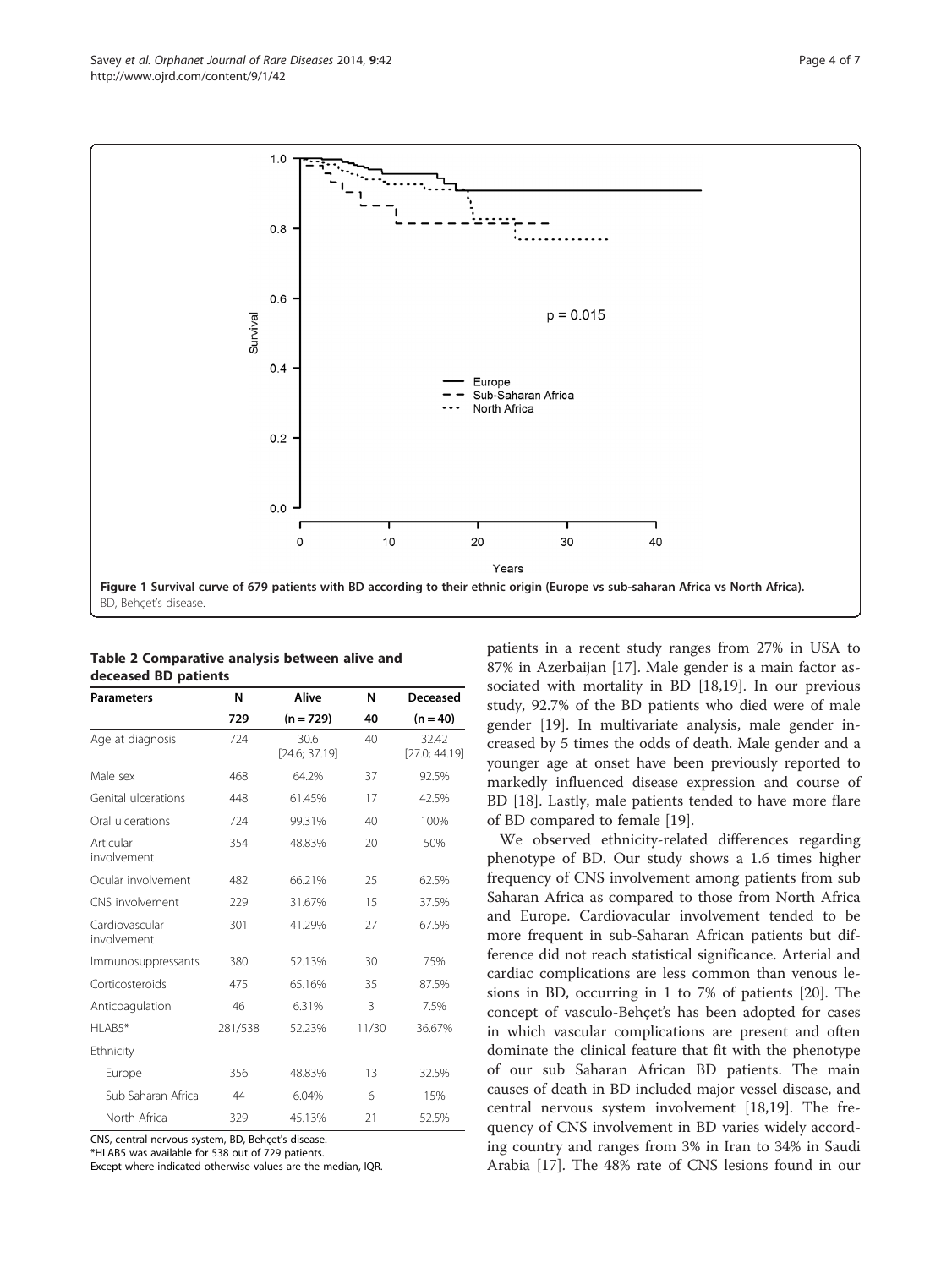**Figure 1 Survival curve of 679 patients with BD according to their ethnic origin (Europe vs sub-saharan Africa vs North Africa).** BD, Behçet's disease.

**Table 2 Comparative analysis between alive and deceased BD patients**

| Parameters | N | Alive | N | Deceased |
|---|---|---|---|---|
| | 729 | (n = 729) | 40 | (n = 40) |
| Age at diagnosis | 724 | 30.6 [24.6; 37.19] | 40 | 32.42 [27.0; 44.19] |
| Male sex | 468 | 64.2% | 37 | 92.5% |
| Genital ulcerations | 448 | 61.45% | 17 | 42.5% |
| Oral ulcerations | 724 | 99.31% | 40 | 100% |
| Articular involvement | 354 | 48.83% | 20 | 50% |
| Ocular involvement | 482 | 66.21% | 25 | 62.5% |
| CNS involvement | 229 | 31.67% | 15 | 37.5% |
| Cardiovascular involvement | 301 | 41.29% | 27 | 67.5% |
| Immunosuppressants | 380 | 52.13% | 30 | 75% |
| Corticosteroids | 475 | 65.16% | 35 | 87.5% |
| Anticoagulation | 46 | 6.31% | 3 | 7.5% |
| HLAB5* | 281/538 | 52.23% | 11/30 | 36.67% |
| Ethnicity | | | | |
| Europe | 356 | 48.83% | 13 | 32.5% |
| Sub Saharan Africa | 44 | 6.04% | 6 | 15% |
| North Africa | 329 | 45.13% | 21 | 52.5% |

CNS, central nervous system, BD, Behçet's disease.
*HLAB5 was available for 538 out of 729 patients.
Except where indicated otherwise values are the median, IQR.

patients in a recent study ranges from 27% in USA to 87% in Azerbaijan [17]. Male gender is a main factor associated with mortality in BD [18,19]. In our previous study, 92.7% of the BD patients who died were of male gender [19]. In multivariate analysis, male gender increased by 5 times the odds of death. Male gender and a younger age at onset have been previously reported to markedly influenced disease expression and course of BD [18]. Lastly, male patients tended to have more flare of BD compared to female [19].

We observed ethnicity-related differences regarding phenotype of BD. Our study shows a 1.6 times higher frequency of CNS involvement among patients from sub Saharan Africa as compared to those from North Africa and Europe. Cardiovacular involvement tended to be more frequent in sub-Saharan African patients but difference did not reach statistical significance. Arterial and cardiac complications are less common than venous lesions in BD, occurring in 1 to 7% of patients [20]. The concept of vasculo-Behçet's has been adopted for cases in which vascular complications are present and often dominate the clinical feature that fit with the phenotype of our sub Saharan African BD patients. The main causes of death in BD included major vessel disease, and central nervous system involvement [18,19]. The frequency of CNS involvement in BD varies widely according country and ranges from 3% in Iran to 34% in Saudi Arabia [17]. The 48% rate of CNS lesions found in our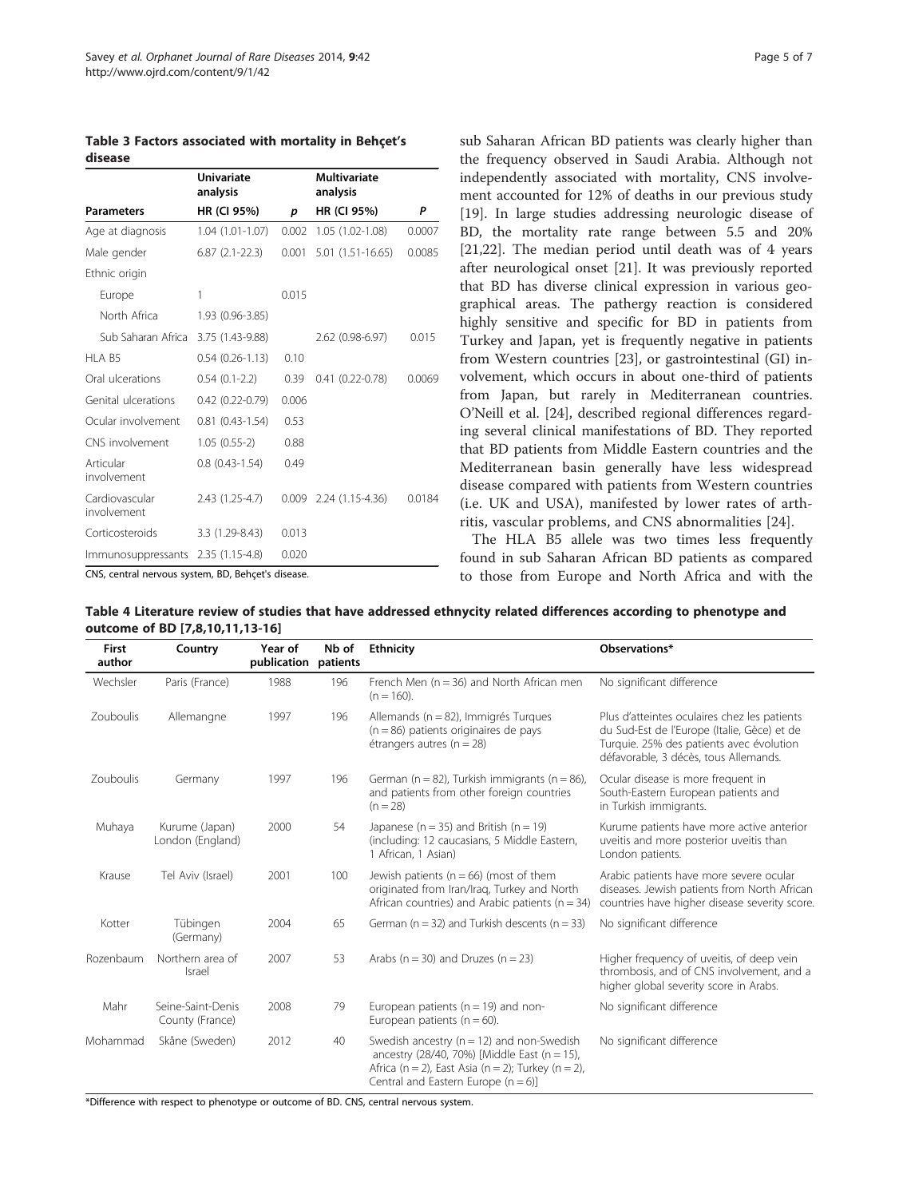**Table 3 Factors associated with mortality in Behçet's disease**

| Parameters | Univariate analysis HR (CI 95%) | p | Multivariate analysis HR (CI 95%) | P |
|---|---|---|---|---|
| Age at diagnosis | 1.04 (1.01-1.07) | 0.002 | 1.05 (1.02-1.08) | 0.0007 |
| Male gender | 6.87 (2.1-22.3) | 0.001 | 5.01 (1.51-16.65) | 0.0085 |
| Ethnic origin | | | | |
| Europe | 1 | 0.015 | | |
| North Africa | 1.93 (0.96-3.85) | | | |
| Sub Saharan Africa | 3.75 (1.43-9.88) | | 2.62 (0.98-6.97) | 0.015 |
| HLA B5 | 0.54 (0.26-1.13) | 0.10 | | |
| Oral ulcerations | 0.54 (0.1-2.2) | 0.39 | 0.41 (0.22-0.78) | 0.0069 |
| Genital ulcerations | 0.42 (0.22-0.79) | 0.006 | | |
| Ocular involvement | 0.81 (0.43-1.54) | 0.53 | | |
| CNS involvement | 1.05 (0.55-2) | 0.88 | | |
| Articular involvement | 0.8 (0.43-1.54) | 0.49 | | |
| Cardiovascular involvement | 2.43 (1.25-4.7) | 0.009 | 2.24 (1.15-4.36) | 0.0184 |
| Corticosteroids | 3.3 (1.29-8.43) | 0.013 | | |
| Immunosuppressants | 2.35 (1.15-4.8) | 0.020 | | |

CNS, central nervous system, BD, Behçet's disease.

sub Saharan African BD patients was clearly higher than the frequency observed in Saudi Arabia. Although not independently associated with mortality, CNS involvement accounted for 12% of deaths in our previous study [19]. In large studies addressing neurologic disease of BD, the mortality rate range between 5.5 and 20% [21,22]. The median period until death was of 4 years after neurological onset [21]. It was previously reported that BD has diverse clinical expression in various geographical areas. The pathergy reaction is considered highly sensitive and specific for BD in patients from Turkey and Japan, yet is frequently negative in patients from Western countries [23], or gastrointestinal (GI) involvement, which occurs in about one-third of patients from Japan, but rarely in Mediterranean countries. O'Neill et al. [24], described regional differences regarding several clinical manifestations of BD. They reported that BD patients from Middle Eastern countries and the Mediterranean basin generally have less widespread disease compared with patients from Western countries (i.e. UK and USA), manifested by lower rates of arthritis, vascular problems, and CNS abnormalities [24].

The HLA B5 allele was two times less frequently found in sub Saharan African BD patients as compared to those from Europe and North Africa and with the

**Table 4 Literature review of studies that have addressed ethnycity related differences according to phenotype and outcome of BD [7,8,10,11,13-16]**

| First author | Country | Year of publication | Nb of patients | Ethnicity | Observations* |
|---|---|---|---|---|---|
| Wechsler | Paris (France) | 1988 | 196 | French Men (n = 36) and North African men (n = 160). | No significant difference |
| Zouboulis | Allemangne | 1997 | 196 | Allemands (n = 82), Immigrés Turques (n = 86) patients originaires de pays étrangers autres (n = 28) | Plus d'atteintes oculaires chez les patients du Sud-Est de l'Europe (Italie, Gèce) et de Turquie. 25% des patients avec évolution défavorable, 3 décès, tous Allemands. |
| Zouboulis | Germany | 1997 | 196 | German (n = 82), Turkish immigrants (n = 86), and patients from other foreign countries (n = 28) | Ocular disease is more frequent in South-Eastern European patients and in Turkish immigrants. |
| Muhaya | Kurume (Japan) London (England) | 2000 | 54 | Japanese (n = 35) and British (n = 19) (including: 12 caucasians, 5 Middle Eastern, 1 African, 1 Asian) | Kurume patients have more active anterior uveitis and more posterior uveitis than London patients. |
| Krause | Tel Aviv (Israel) | 2001 | 100 | Jewish patients (n = 66) (most of them originated from Iran/Iraq, Turkey and North African countries) and Arabic patients (n = 34) | Arabic patients have more severe ocular diseases. Jewish patients from North African countries have higher disease severity score. |
| Kotter | Tübingen (Germany) | 2004 | 65 | German (n = 32) and Turkish descents (n = 33) | No significant difference |
| Rozenbaum | Northern area of Israel | 2007 | 53 | Arabs (n = 30) and Druzes (n = 23) | Higher frequency of uveitis, of deep vein thrombosis, and of CNS involvement, and a higher global severity score in Arabs. |
| Mahr | Seine-Saint-Denis County (France) | 2008 | 79 | European patients (n = 19) and non-European patients (n = 60). | No significant difference |
| Mohammad | Skåne (Sweden) | 2012 | 40 | Swedish ancestry (n = 12) and non-Swedish ancestry (28/40, 70%) [Middle East (n = 15), Africa (n = 2), East Asia (n = 2); Turkey (n = 2), Central and Eastern Europe (n = 6)] | No significant difference |

*Difference with respect to phenotype or outcome of BD. CNS, central nervous system.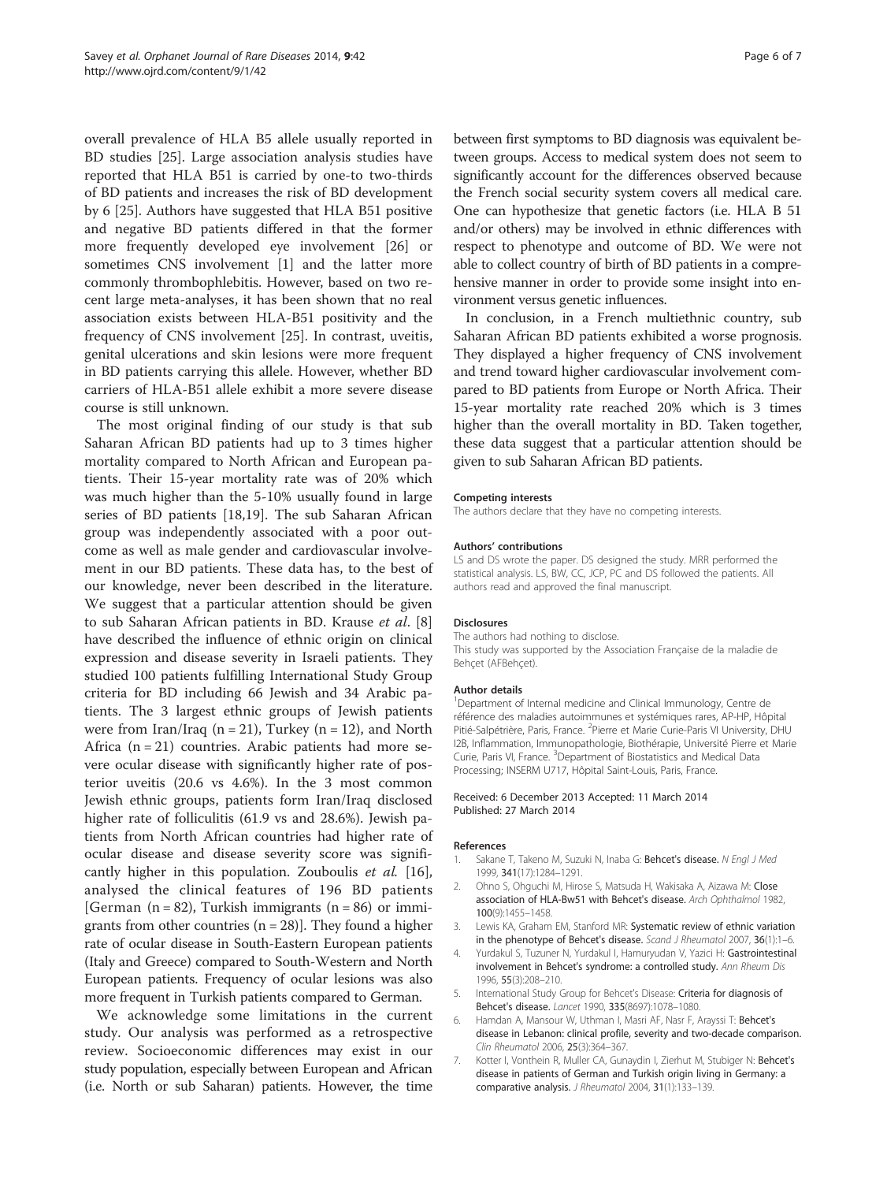overall prevalence of HLA B5 allele usually reported in BD studies [25]. Large association analysis studies have reported that HLA B51 is carried by one-to two-thirds of BD patients and increases the risk of BD development by 6 [25]. Authors have suggested that HLA B51 positive and negative BD patients differed in that the former more frequently developed eye involvement [26] or sometimes CNS involvement [1] and the latter more commonly thrombophlebitis. However, based on two recent large meta-analyses, it has been shown that no real association exists between HLA-B51 positivity and the frequency of CNS involvement [25]. In contrast, uveitis, genital ulcerations and skin lesions were more frequent in BD patients carrying this allele. However, whether BD carriers of HLA-B51 allele exhibit a more severe disease course is still unknown.

The most original finding of our study is that sub Saharan African BD patients had up to 3 times higher mortality compared to North African and European patients. Their 15-year mortality rate was of 20% which was much higher than the 5-10% usually found in large series of BD patients [18,19]. The sub Saharan African group was independently associated with a poor outcome as well as male gender and cardiovascular involvement in our BD patients. These data has, to the best of our knowledge, never been described in the literature. We suggest that a particular attention should be given to sub Saharan African patients in BD. Krause *et al*. [8] have described the influence of ethnic origin on clinical expression and disease severity in Israeli patients. They studied 100 patients fulfilling International Study Group criteria for BD including 66 Jewish and 34 Arabic patients. The 3 largest ethnic groups of Jewish patients were from Iran/Iraq (n = 21), Turkey (n = 12), and North Africa (n = 21) countries. Arabic patients had more severe ocular disease with significantly higher rate of posterior uveitis (20.6 vs 4.6%). In the 3 most common Jewish ethnic groups, patients form Iran/Iraq disclosed higher rate of folliculitis (61.9 vs and 28.6%). Jewish patients from North African countries had higher rate of ocular disease and disease severity score was significantly higher in this population. Zouboulis *et al*. [16], analysed the clinical features of 196 BD patients [German (n = 82), Turkish immigrants (n = 86) or immigrants from other countries (n = 28)]. They found a higher rate of ocular disease in South-Eastern European patients (Italy and Greece) compared to South-Western and North European patients. Frequency of ocular lesions was also more frequent in Turkish patients compared to German.

We acknowledge some limitations in the current study. Our analysis was performed as a retrospective review. Socioeconomic differences may exist in our study population, especially between European and African (i.e. North or sub Saharan) patients. However, the time between first symptoms to BD diagnosis was equivalent between groups. Access to medical system does not seem to significantly account for the differences observed because the French social security system covers all medical care. One can hypothesize that genetic factors (i.e. HLA B 51 and/or others) may be involved in ethnic differences with respect to phenotype and outcome of BD. We were not able to collect country of birth of BD patients in a comprehensive manner in order to provide some insight into environment versus genetic influences.

In conclusion, in a French multiethnic country, sub Saharan African BD patients exhibited a worse prognosis. They displayed a higher frequency of CNS involvement and trend toward higher cardiovascular involvement compared to BD patients from Europe or North Africa. Their 15-year mortality rate reached 20% which is 3 times higher than the overall mortality in BD. Taken together, these data suggest that a particular attention should be given to sub Saharan African BD patients.

#### Competing interests

The authors declare that they have no competing interests.

#### Authors' contributions

LS and DS wrote the paper. DS designed the study. MRR performed the statistical analysis. LS, BW, CC, JCP, PC and DS followed the patients. All authors read and approved the final manuscript.

#### Disclosures

The authors had nothing to disclose.
This study was supported by the Association Française de la maladie de Behçet (AFBehçet).

#### Author details

[1]Department of Internal medicine and Clinical Immunology, Centre de référence des maladies autoimmunes et systémiques rares, AP-HP, Hôpital Pitié-Salpétrière, Paris, France. [2]Pierre et Marie Curie-Paris VI University, DHU I2B, Inflammation, Immunopathologie, Biothérapie, Université Pierre et Marie Curie, Paris VI, France. [3]Department of Biostatistics and Medical Data Processing; INSERM U717, Hôpital Saint-Louis, Paris, France.

Received: 6 December 2013 Accepted: 11 March 2014
Published: 27 March 2014

#### References

1. Sakane T, Takeno M, Suzuki N, Inaba G: **Behcet's disease.** *N Engl J Med* 1999, **341**(17):1284–1291.
2. Ohno S, Ohguchi M, Hirose S, Matsuda H, Wakisaka A, Aizawa M: **Close association of HLA-Bw51 with Behcet's disease.** *Arch Ophthalmol* 1982, **100**(9):1455–1458.
3. Lewis KA, Graham EM, Stanford MR: **Systematic review of ethnic variation in the phenotype of Behcet's disease.** *Scand J Rheumatol* 2007, **36**(1):1–6.
4. Yurdakul S, Tuzuner N, Yurdakul I, Hamuryudan V, Yazici H: **Gastrointestinal involvement in Behcet's syndrome: a controlled study.** *Ann Rheum Dis* 1996, **55**(3):208–210.
5. International Study Group for Behcet's Disease: **Criteria for diagnosis of Behcet's disease.** *Lancet* 1990, **335**(8697):1078–1080.
6. Hamdan A, Mansour W, Uthman I, Masri AF, Nasr F, Arayssi T: **Behcet's disease in Lebanon: clinical profile, severity and two-decade comparison.** *Clin Rheumatol* 2006, **25**(3):364–367.
7. Kotter I, Vonthein R, Muller CA, Gunaydin I, Zierhut M, Stubiger N: **Behcet's disease in patients of German and Turkish origin living in Germany: a comparative analysis.** *J Rheumatol* 2004, **31**(1):133–139.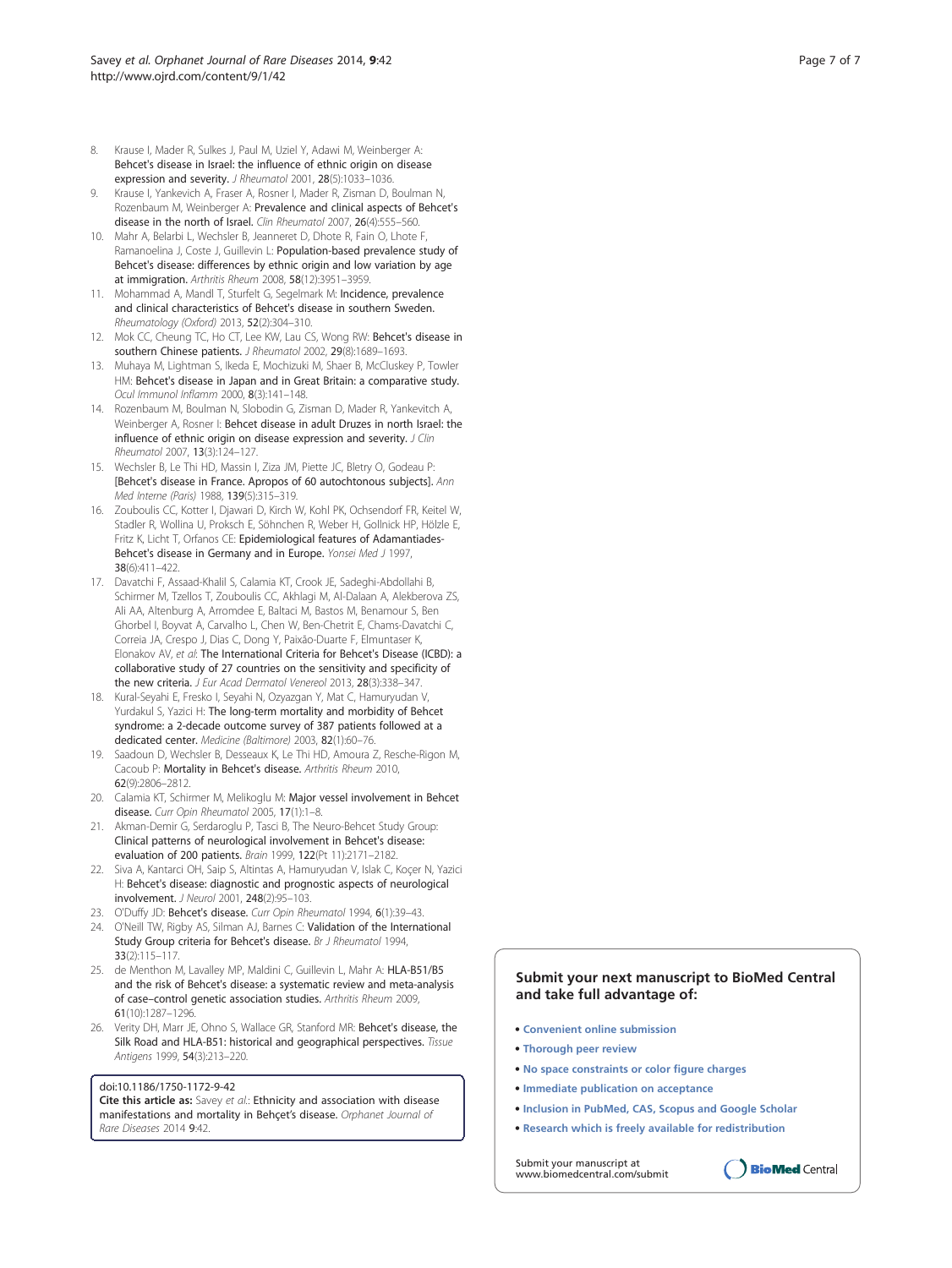8. Krause I, Mader R, Sulkes J, Paul M, Uziel Y, Adawi M, Weinberger A: Behcet's disease in Israel: the influence of ethnic origin on disease expression and severity. *J Rheumatol* 2001, **28**(5):1033–1036.
9. Krause I, Yankevich A, Fraser A, Rosner I, Mader R, Zisman D, Boulman N, Rozenbaum M, Weinberger A: Prevalence and clinical aspects of Behcet's disease in the north of Israel. *Clin Rheumatol* 2007, **26**(4):555–560.
10. Mahr A, Belarbi L, Wechsler B, Jeanneret D, Dhote R, Fain O, Lhote F, Ramanoelina J, Coste J, Guillevin L: Population-based prevalence study of Behcet's disease: differences by ethnic origin and low variation by age at immigration. *Arthritis Rheum* 2008, **58**(12):3951–3959.
11. Mohammad A, Mandl T, Sturfelt G, Segelmark M: Incidence, prevalence and clinical characteristics of Behcet's disease in southern Sweden. *Rheumatology (Oxford)* 2013, **52**(2):304–310.
12. Mok CC, Cheung TC, Ho CT, Lee KW, Lau CS, Wong RW: Behcet's disease in southern Chinese patients. *J Rheumatol* 2002, **29**(8):1689–1693.
13. Muhaya M, Lightman S, Ikeda E, Mochizuki M, Shaer B, McCluskey P, Towler HM: Behcet's disease in Japan and in Great Britain: a comparative study. *Ocul Immunol Inflamm* 2000, **8**(3):141–148.
14. Rozenbaum M, Boulman N, Slobodin G, Zisman D, Mader R, Yankevitch A, Weinberger A, Rosner I: Behcet disease in adult Druzes in north Israel: the influence of ethnic origin on disease expression and severity. *J Clin Rheumatol* 2007, **13**(3):124–127.
15. Wechsler B, Le Thi HD, Massin I, Ziza JM, Piette JC, Bletry O, Godeau P: [Behcet's disease in France. Apropos of 60 autochtonous subjects]. *Ann Med Interne (Paris)* 1988, **139**(5):315–319.
16. Zouboulis CC, Kotter I, Djawari D, Kirch W, Kohl PK, Ochsendorf FR, Keitel W, Stadler R, Wollina U, Proksch E, Söhnchen R, Weber H, Gollnick HP, Hölzle E, Fritz K, Licht T, Orfanos CE: Epidemiological features of Adamantiades-Behcet's disease in Germany and in Europe. *Yonsei Med J* 1997, **38**(6):411–422.
17. Davatchi F, Assaad-Khalil S, Calamia KT, Crook JE, Sadeghi-Abdollahi B, Schirmer M, Tzellos T, Zouboulis CC, Akhlagi M, Al-Dalaan A, Alekberova ZS, Ali AA, Altenburg A, Arromdee E, Baltaci M, Bastos M, Benamour S, Ben Ghorbel I, Boyvat A, Carvalho L, Chen W, Ben-Chetrit E, Chams-Davatchi C, Correia JA, Crespo J, Dias C, Dong Y, Paixão-Duarte F, Elmuntaser K, Elonakov AV, *et al*: The International Criteria for Behcet's Disease (ICBD): a collaborative study of 27 countries on the sensitivity and specificity of the new criteria. *J Eur Acad Dermatol Venereol* 2013, **28**(3):338–347.
18. Kural-Seyahi E, Fresko I, Seyahi N, Ozyazgan Y, Mat C, Hamuryudan V, Yurdakul S, Yazici H: The long-term mortality and morbidity of Behcet syndrome: a 2-decade outcome survey of 387 patients followed at a dedicated center. *Medicine (Baltimore)* 2003, **82**(1):60–76.
19. Saadoun D, Wechsler B, Desseaux K, Le Thi HD, Amoura Z, Resche-Rigon M, Cacoub P: Mortality in Behcet's disease. *Arthritis Rheum* 2010, **62**(9):2806–2812.
20. Calamia KT, Schirmer M, Melikoglu M: Major vessel involvement in Behcet disease. *Curr Opin Rheumatol* 2005, **17**(1):1–8.
21. Akman-Demir G, Serdaroglu P, Tasci B, The Neuro-Behcet Study Group: Clinical patterns of neurological involvement in Behcet's disease: evaluation of 200 patients. *Brain* 1999, **122**(Pt 11):2171–2182.
22. Siva A, Kantarci OH, Saip S, Altintas A, Hamuryudan V, Islak C, Koçer N, Yazici H: Behcet's disease: diagnostic and prognostic aspects of neurological involvement. *J Neurol* 2001, **248**(2):95–103.
23. O'Duffy JD: Behcet's disease. *Curr Opin Rheumatol* 1994, **6**(1):39–43.
24. O'Neill TW, Rigby AS, Silman AJ, Barnes C: Validation of the International Study Group criteria for Behcet's disease. *Br J Rheumatol* 1994, **33**(2):115–117.
25. de Menthon M, Lavalley MP, Maldini C, Guillevin L, Mahr A: HLA-B51/B5 and the risk of Behcet's disease: a systematic review and meta-analysis of case–control genetic association studies. *Arthritis Rheum* 2009, **61**(10):1287–1296.
26. Verity DH, Marr JE, Ohno S, Wallace GR, Stanford MR: Behcet's disease, the Silk Road and HLA-B51: historical and geographical perspectives. *Tissue Antigens* 1999, **54**(3):213–220.

doi:10.1186/1750-1172-9-42

**Cite this article as:** Savey *et al.*: Ethnicity and association with disease manifestations and mortality in Behçet's disease. *Orphanet Journal of Rare Diseases* 2014 **9**:42.

**Submit your next manuscript to BioMed Central and take full advantage of:**

- **Convenient online submission**
- **Thorough peer review**
- **No space constraints or color figure charges**
- **Immediate publication on acceptance**
- **Inclusion in PubMed, CAS, Scopus and Google Scholar**
- **Research which is freely available for redistribution**

Submit your manuscript at
www.biomedcentral.com/submit

BioMed Central